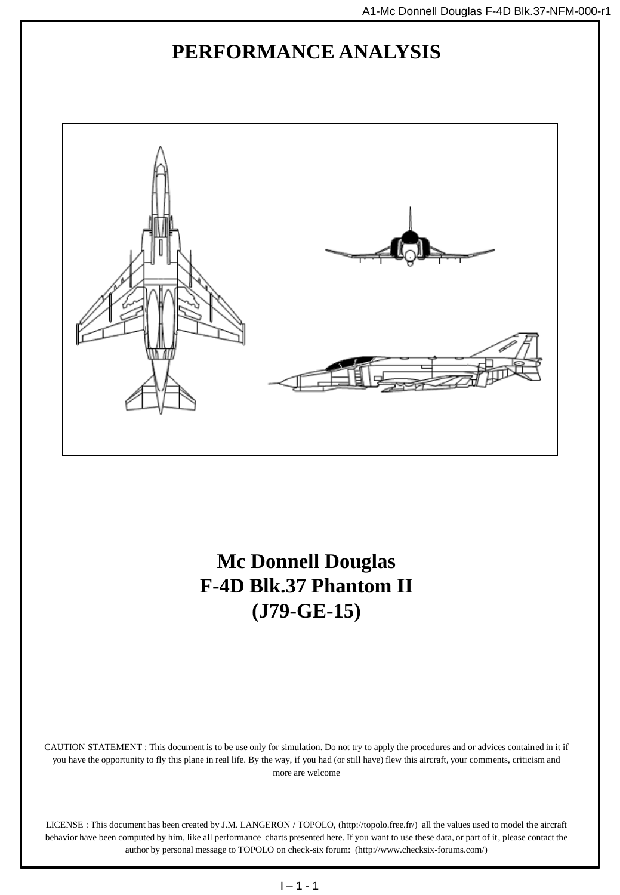# PERFORMANCE ANALYSIS

# Mc Donnell Douglas
# F-4D Blk.37 Phantom II
# (J79-GE-15)

CAUTION STATEMENT : This document is to be use only for simulation. Do not try to apply the procedures and or advices contained in it if you have the opportunity to fly this plane in real life. By the way, if you had (or still have) flew this aircraft, your comments, criticism and more are welcome

LICENSE : This document has been created by J.M. LANGERON / TOPOLO, (http://topolo.free.fr/) all the values used to model the aircraft behavior have been computed by him, like all performance charts presented here. If you want to use these data, or part of it, please contact the author by personal message to TOPOLO on check-six forum: (http://www.checksix-forums.com/)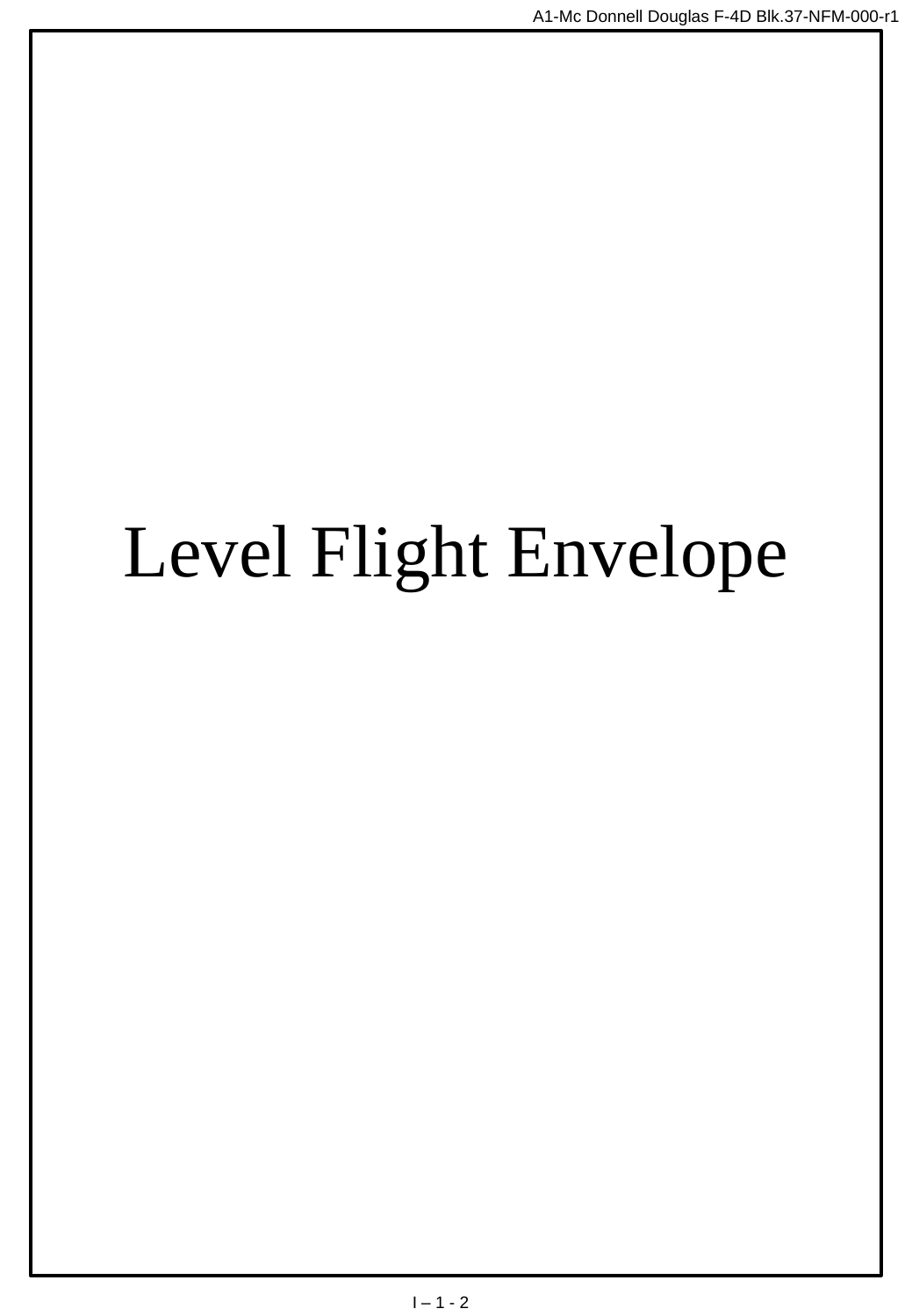# Level Flight Envelope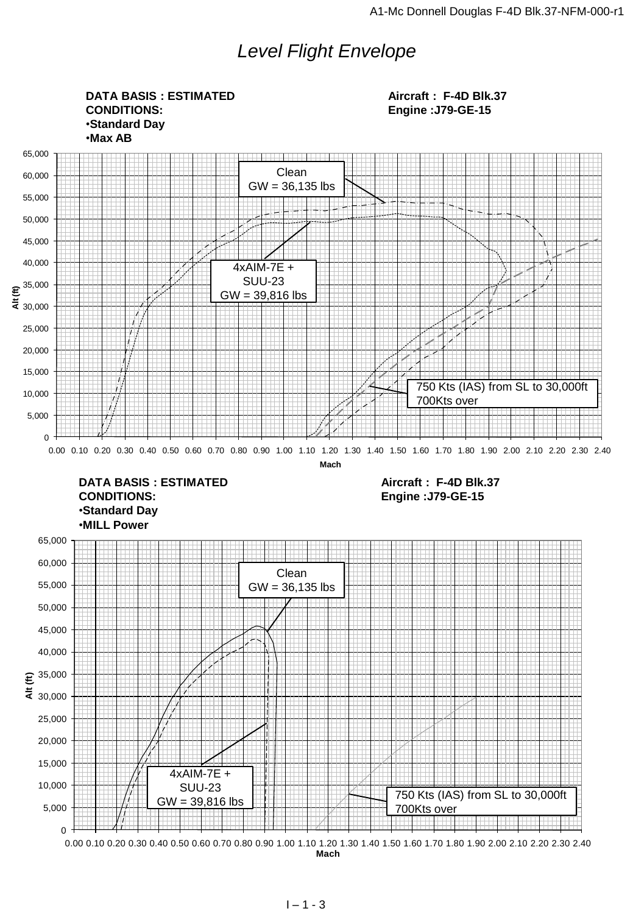# *Level Flight Envelope*

**DATA BASIS : ESTIMATED**
**CONDITIONS:**
- **Standard Day**
- **Max AB**

**Aircraft : F-4D Blk.37**
**Engine :J79-GE-15**

Clean
GW = 36,135 lbs

4xAIM-7E + SUU-23
GW = 39,816 lbs

750 Kts (IAS) from SL to 30,000ft
700Kts over

Alt (ft)

Mach

**DATA BASIS : ESTIMATED**
**CONDITIONS:**
- **Standard Day**
- **MILL Power**

**Aircraft : F-4D Blk.37**
**Engine :J79-GE-15**

Clean
GW = 36,135 lbs

4xAIM-7E + SUU-23
GW = 39,816 lbs

750 Kts (IAS) from SL to 30,000ft
700Kts over

Alt (ft)

Mach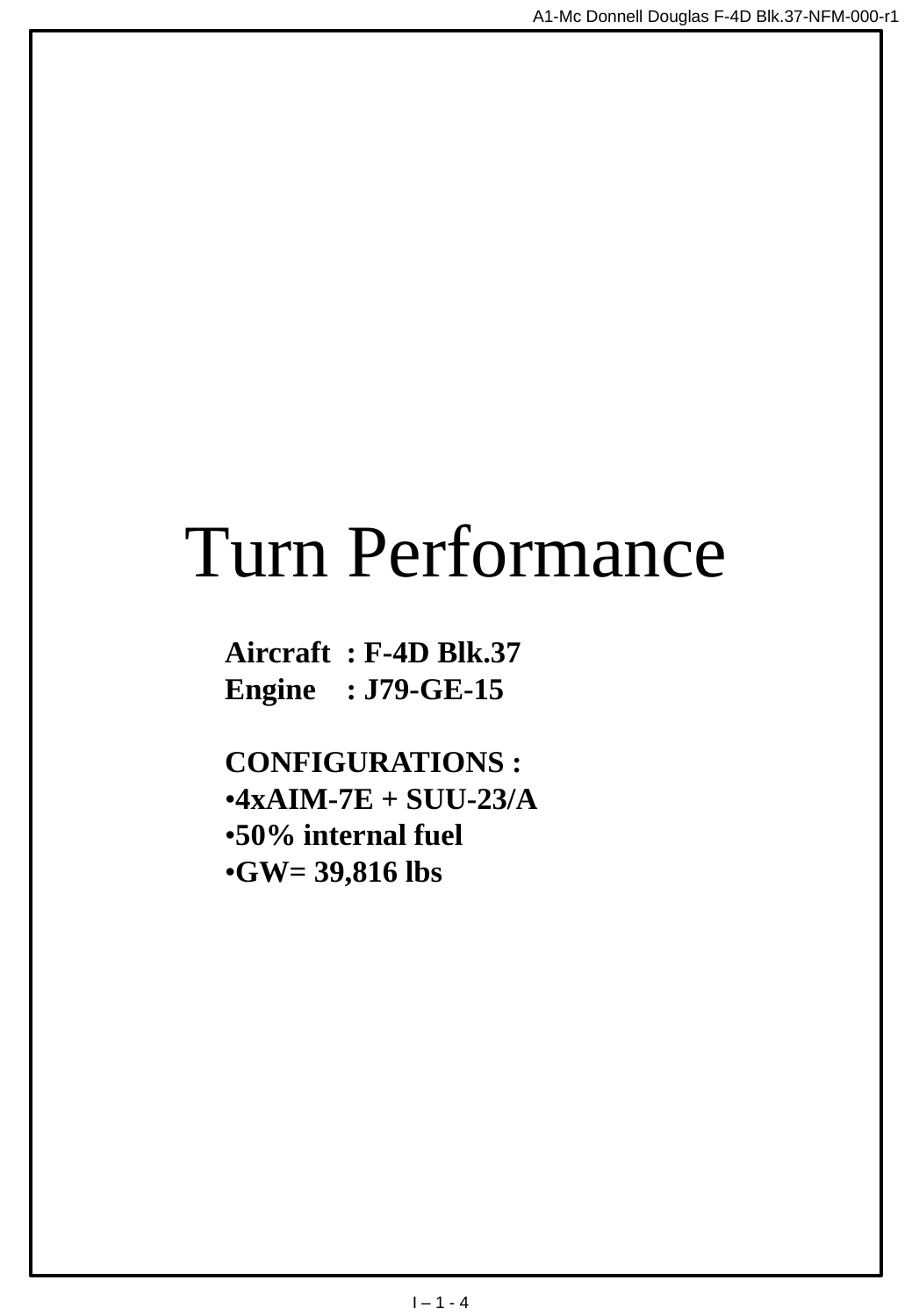# Turn Performance

**Aircraft : F-4D Blk.37**
**Engine : J79-GE-15**

**CONFIGURATIONS :**

- **4xAIM-7E + SUU-23/A**
- **50% internal fuel**
- **GW= 39,816 lbs**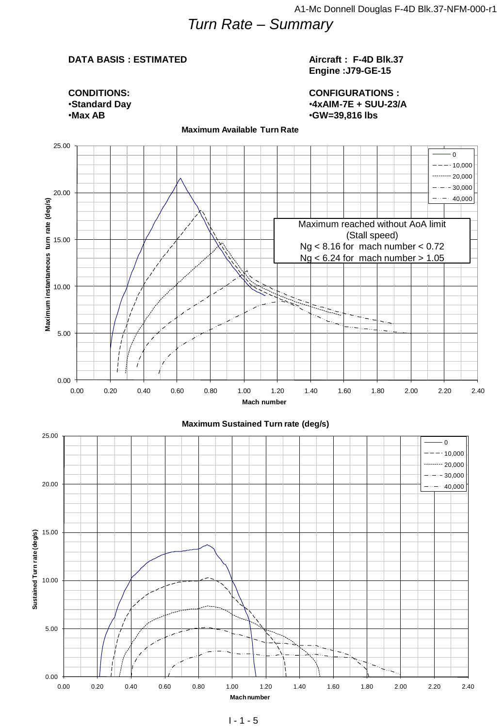# *Turn Rate – Summary*

**DATA BASIS : ESTIMATED**

**Aircraft : F-4D Blk.37**
**Engine :J79-GE-15**

**CONDITIONS:**
- **Standard Day**
- **Max AB**

**CONFIGURATIONS :**
- **4xAIM-7E + SUU-23/A**
- **GW=39,816 lbs**

**Maximum Available Turn Rate**

Legend: 0, 10,000, 20,000, 30,000, 40,000

Y-axis: Maximum instantaneous turn rate (deg/s)
X-axis: Mach number

Maximum reached without AoA limit (Stall speed)
Ng < 8.16 for mach number < 0.72
Ng < 6.24 for mach number > 1.05

**Maximum Sustained Turn rate (deg/s)**

Legend: 0, 10,000, 20,000, 30,000, 40,000

Y-axis: Sustained Turn rate (deg/s)
X-axis: Mach number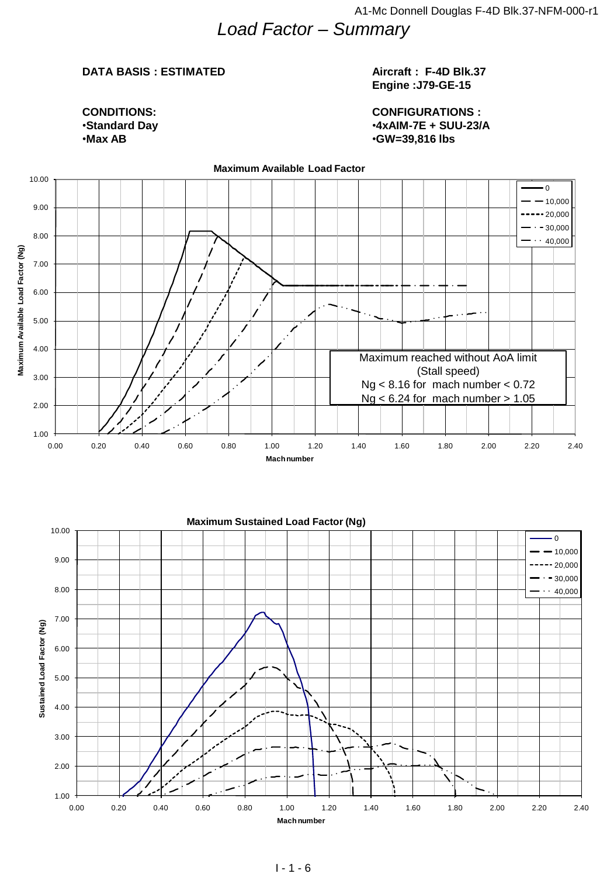# *Load Factor – Summary*

**DATA BASIS : ESTIMATED**

**Aircraft : F-4D Blk.37**
**Engine :J79-GE-15**

**CONDITIONS:**
- **Standard Day**
- **Max AB**

**CONFIGURATIONS :**
- **4xAIM-7E + SUU-23/A**
- **GW=39,816 lbs**

**Maximum Available Load Factor**

Legend: 0, 10,000, 20,000, 30,000, 40,000

Y-axis: Maximum Available Load Factor (Ng), 1.00 – 10.00
X-axis: Mach number, 0.00 – 2.40

Maximum reached without AoA limit
(Stall speed)
Ng < 8.16 for mach number < 0.72
Ng < 6.24 for mach number > 1.05

**Maximum Sustained Load Factor (Ng)**

Legend: 0, 10,000, 20,000, 30,000, 40,000

Y-axis: Sustained Load Factor (Ng), 1.00 – 10.00
X-axis: Mach number, 0.00 – 2.40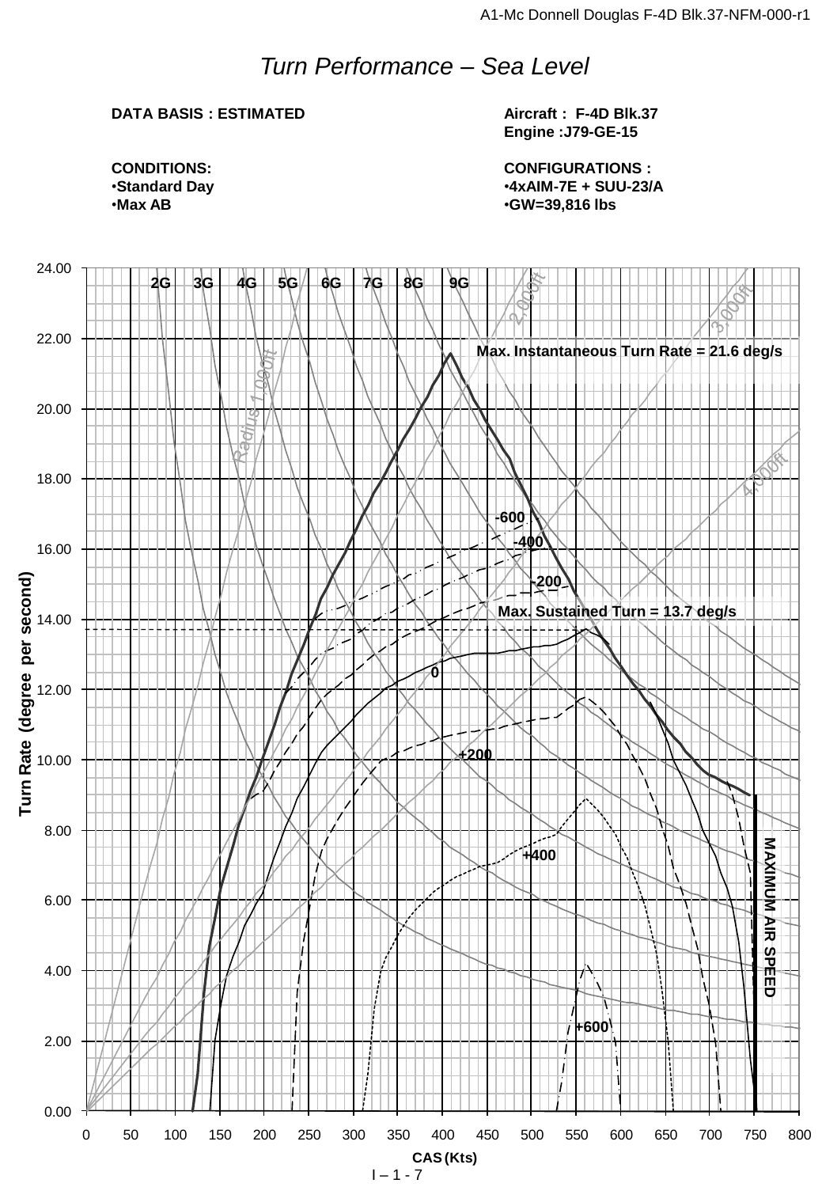# *Turn Performance – Sea Level*

**DATA BASIS : ESTIMATED**

**Aircraft : F-4D Blk.37**
**Engine :J79-GE-15**

**CONDITIONS:**
- **Standard Day**
- **Max AB**

**CONFIGURATIONS :**
- **4xAIM-7E + SUU-23/A**
- **GW=39,816 lbs**

2G 3G 4G 5G 6G 7G 8G 9G

Radius 1,000ft 2,000ft 3,000ft 4,000ft

**Max. Instantaneous Turn Rate = 21.6 deg/s**

**Max. Sustained Turn = 13.7 deg/s**

-600 -400 -200 0 +200 +400 +600

**MAXIMUM AIR SPEED**

**Turn Rate (degree per second)**

**CAS (Kts)**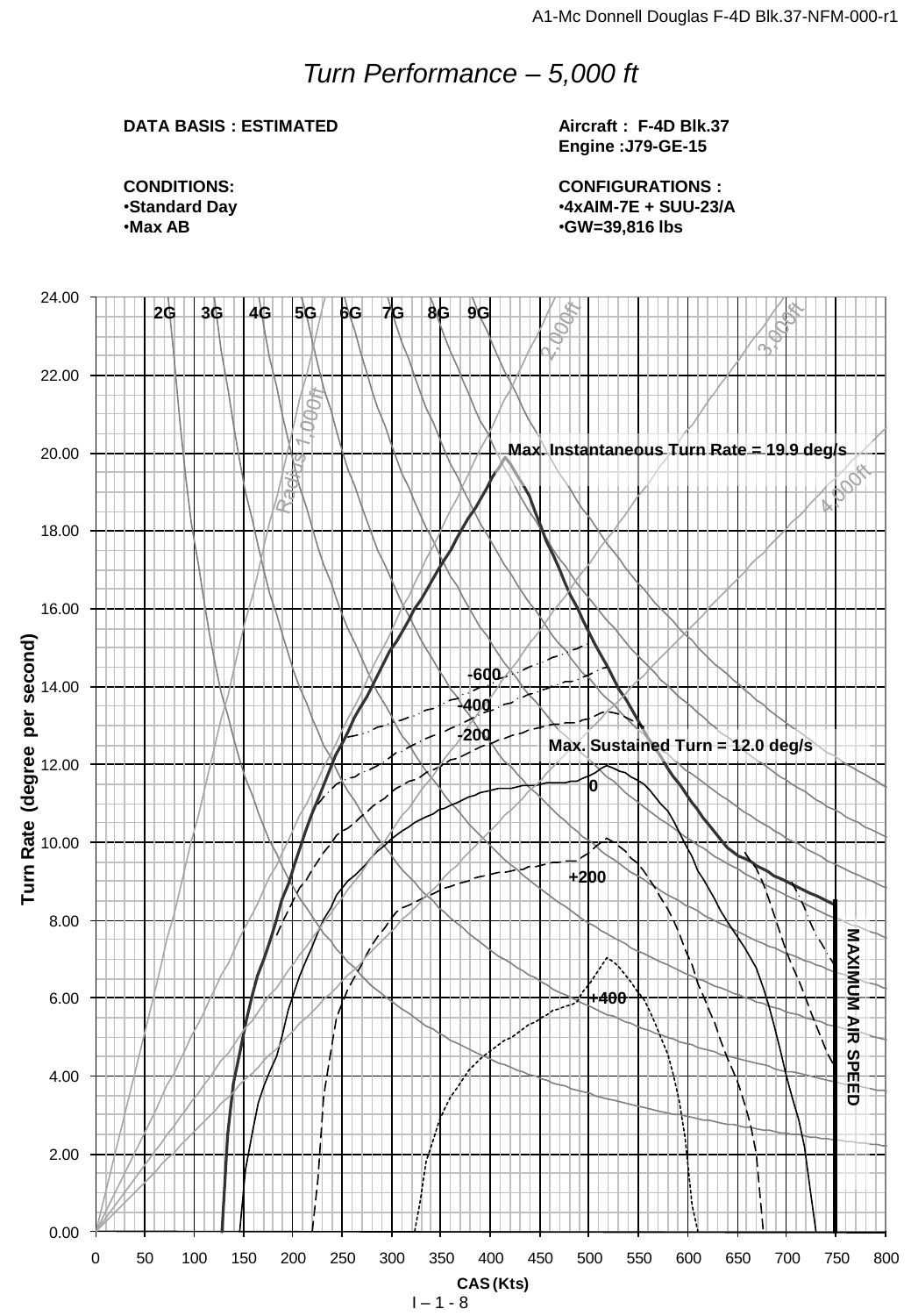# *Turn Performance – 5,000 ft*

**DATA BASIS : ESTIMATED**

**Aircraft : F-4D Blk.37**
**Engine :J79-GE-15**

**CONDITIONS:**
- **Standard Day**
- **Max AB**

**CONFIGURATIONS :**
- **4xAIM-7E + SUU-23/A**
- **GW=39,816 lbs**

Turn Rate (degree per second)

2G 3G 4G 5G 6G 7G 8G 9G

Radius 1,000ft 2,000ft 3,000ft 4,000ft

**Max. Instantaneous Turn Rate = 19.9 deg/s**

**Max. Sustained Turn = 12.0 deg/s**

-600 -400 -200 0 +200 +400

**MAXIMUM AIR SPEED**

**CAS (Kts)**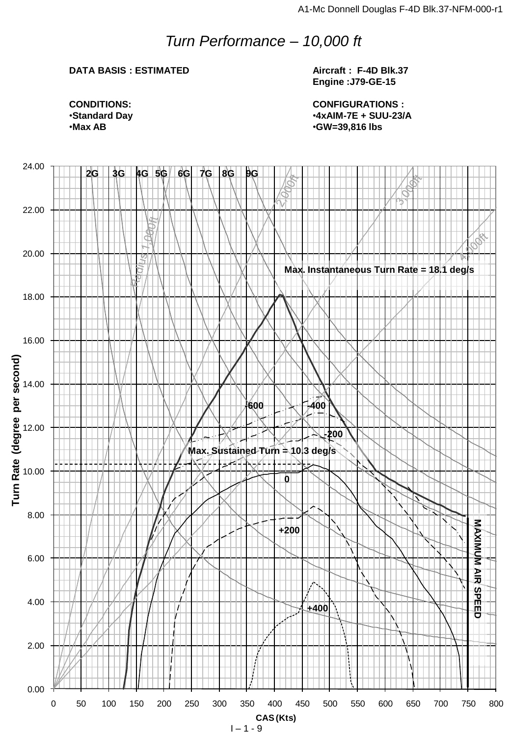# *Turn Performance – 10,000 ft*

**DATA BASIS : ESTIMATED**

**Aircraft : F-4D Blk.37**
**Engine :J79-GE-15**

**CONDITIONS:**
- **Standard Day**
- **Max AB**

**CONFIGURATIONS :**
- **4xAIM-7E + SUU-23/A**
- **GW=39,816 lbs**

Turn Rate (degree per second)

2G 3G 4G 5G 6G 7G 8G 9G

Radius 1,000ft 2,000ft 3,000ft 4,000ft

**Max. Instantaneous Turn Rate = 18.1 deg/s**

**Max. Sustained Turn = 10.3 deg/s**

-600 -400 -200 0 +200 +400

**MAXIMUM AIR SPEED**

CAS (Kts)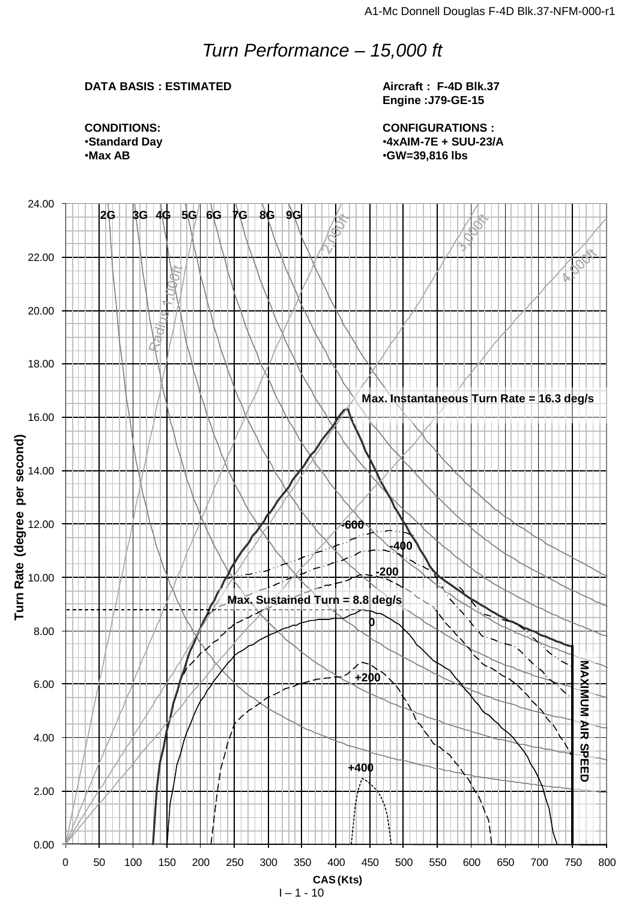# *Turn Performance – 15,000 ft*

**DATA BASIS : ESTIMATED**

**Aircraft : F-4D Blk.37**
**Engine :J79-GE-15**

**CONDITIONS:**
- **Standard Day**
- **Max AB**

**CONFIGURATIONS :**
- **4xAIM-7E + SUU-23/A**
- **GW=39,816 lbs**

2G 3G 4G 5G 6G 7G 8G 9G

Radius 1,000ft 2,000ft 3,000ft 4,000ft

**Max. Instantaneous Turn Rate = 16.3 deg/s**

**Max. Sustained Turn = 8.8 deg/s**

-600 -400 -200 0 +200 +400

**MAXIMUM AIR SPEED**

**Turn Rate (degree per second)**

**CAS (Kts)**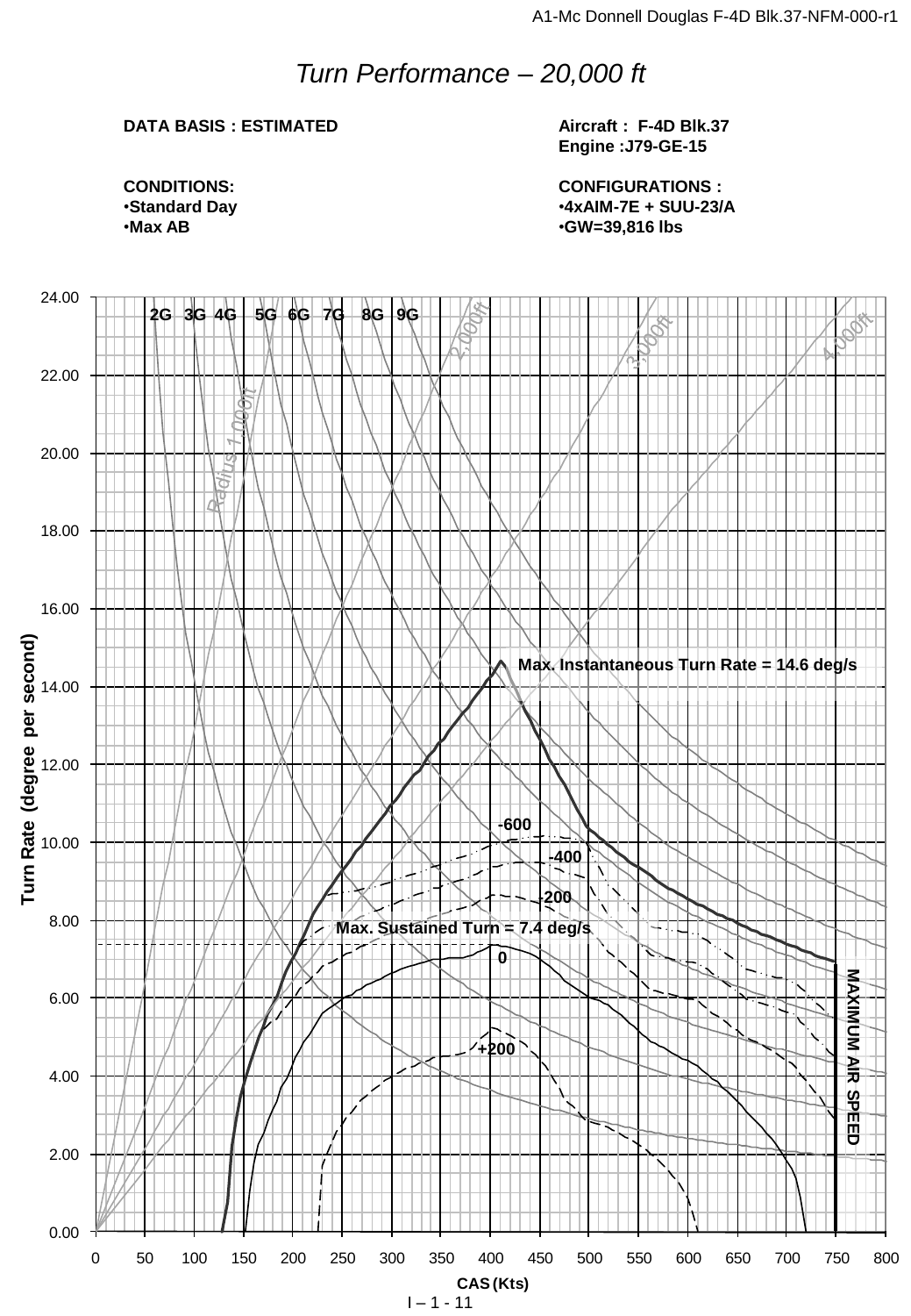# *Turn Performance – 20,000 ft*

**DATA BASIS : ESTIMATED**

**Aircraft : F-4D Blk.37**
**Engine :J79-GE-15**

**CONDITIONS:**
- **Standard Day**
- **Max AB**

**CONFIGURATIONS :**
- **4xAIM-7E + SUU-23/A**
- **GW=39,816 lbs**

2G 3G 4G 5G 6G 7G 8G 9G

Radius 1,000ft 2,000ft 3,000ft 4,000ft

Max. Instantaneous Turn Rate = 14.6 deg/s

-600 -400 -200

Max. Sustained Turn = 7.4 deg/s

0 +200

MAXIMUM AIR SPEED

Turn Rate (degree per second): 0.00, 2.00, 4.00, 6.00, 8.00, 10.00, 12.00, 14.00, 16.00, 18.00, 20.00, 22.00, 24.00

CAS (Kts): 0, 50, 100, 150, 200, 250, 300, 350, 400, 450, 500, 550, 600, 650, 700, 750, 800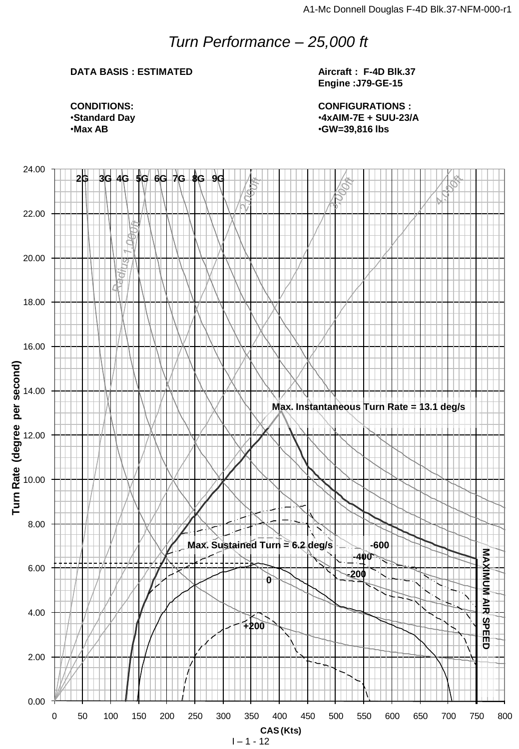# *Turn Performance – 25,000 ft*

**DATA BASIS : ESTIMATED**

**Aircraft : F-4D Blk.37**
**Engine :J79-GE-15**

**CONDITIONS:**
- **Standard Day**
- **Max AB**

**CONFIGURATIONS :**
- **4xAIM-7E + SUU-23/A**
- **GW=39,816 lbs**

2G 3G 4G 5G 6G 7G 8G 9G

Radius 1,000ft 2,000ft 3,000ft 4,000ft

**Max. Instantaneous Turn Rate = 13.1 deg/s**

**Max. Sustained Turn = 6.2 deg/s**

-600 -400 -200 0 +200

MAXIMUM AIR SPEED

Turn Rate (degree per second)

CAS (Kts)

I – 1 - 12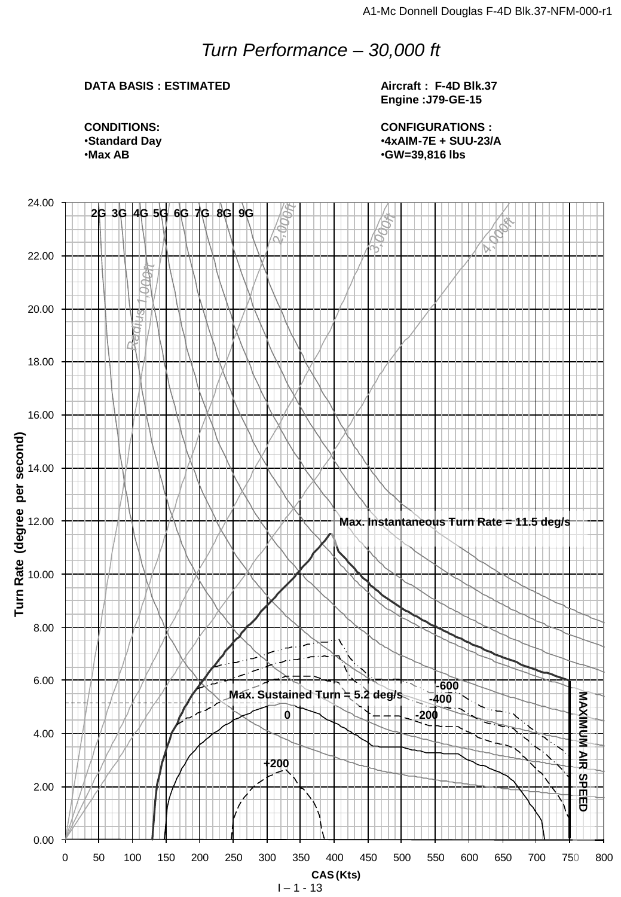# Turn Performance – 30,000 ft

**DATA BASIS : ESTIMATED**

**CONDITIONS:**
- **Standard Day**
- **Max AB**

**Aircraft : F-4D Blk.37**
**Engine :J79-GE-15**

**CONFIGURATIONS :**
- **4xAIM-7E + SUU-23/A**
- **GW=39,816 lbs**

2G 3G 4G 5G 6G 7G 8G 9G

Radius 1,000ft 2,000ft 3,000ft 4,000ft

**Max. Instantaneous Turn Rate = 11.5 deg/s**

**Max. Sustained Turn = 5.2 deg/s**

-600 -400 -200 0 +200

**MAXIMUM AIR SPEED**

Turn Rate (degree per second): 0.00 2.00 4.00 6.00 8.00 10.00 12.00 14.00 16.00 18.00 20.00 22.00 24.00

CAS (Kts): 0 50 100 150 200 250 300 350 400 450 500 550 600 650 700 750 800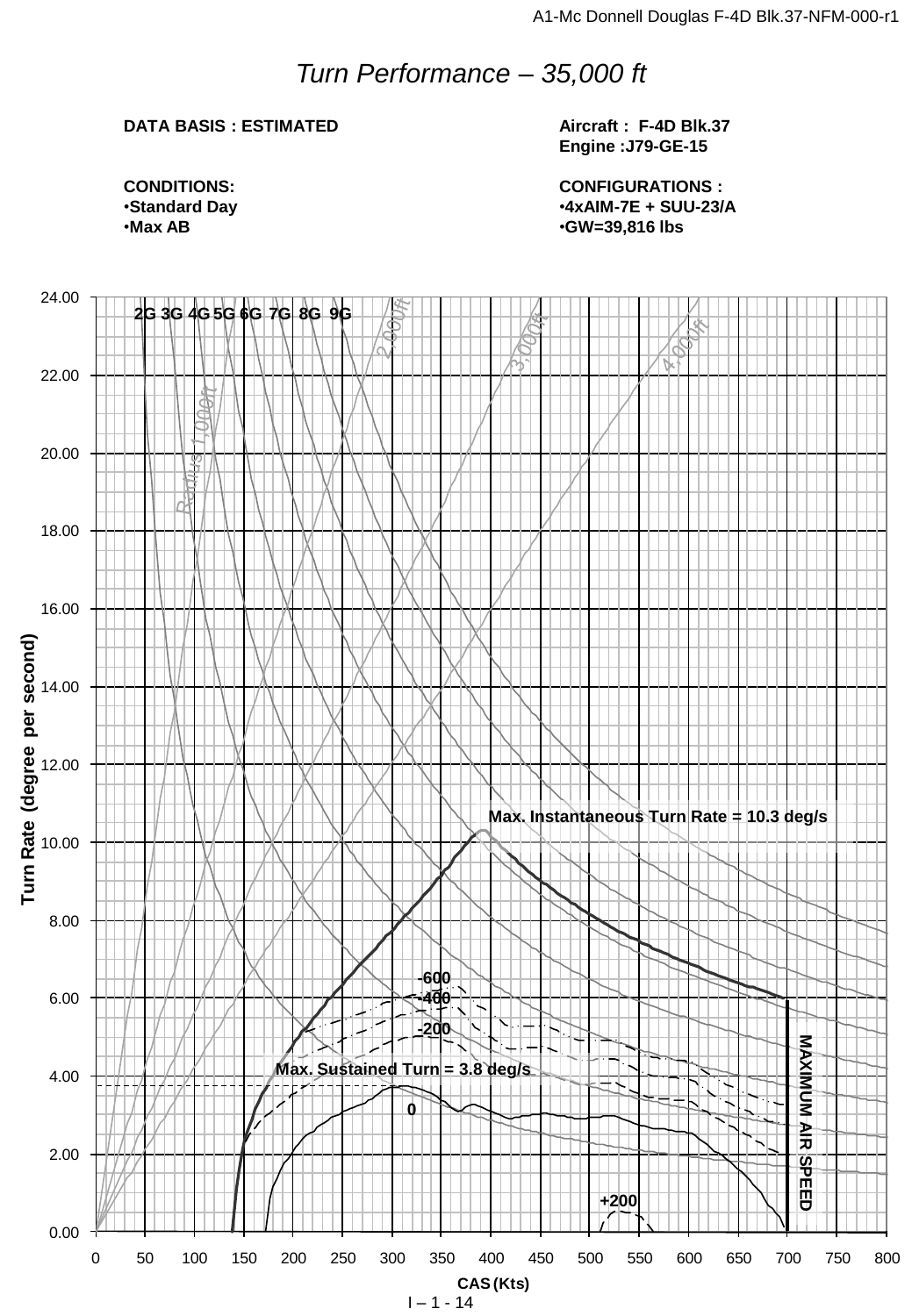# *Turn Performance – 35,000 ft*

**DATA BASIS : ESTIMATED**

**CONDITIONS:**
- **Standard Day**
- **Max AB**

**Aircraft : F-4D Blk.37**
**Engine :J79-GE-15**

**CONFIGURATIONS :**
- **4xAIM-7E + SUU-23/A**
- **GW=39,816 lbs**

2G 3G 4G 5G 6G 7G 8G 9G

Radius 1,000ft
2,000ft
3,000ft
4,000ft

Max. Instantaneous Turn Rate = 10.3 deg/s

-600
-400
-200
Max. Sustained Turn = 3.8 deg/s
0
+200

MAXIMUM AIR SPEED

Turn Rate (degree per second)

CAS (Kts)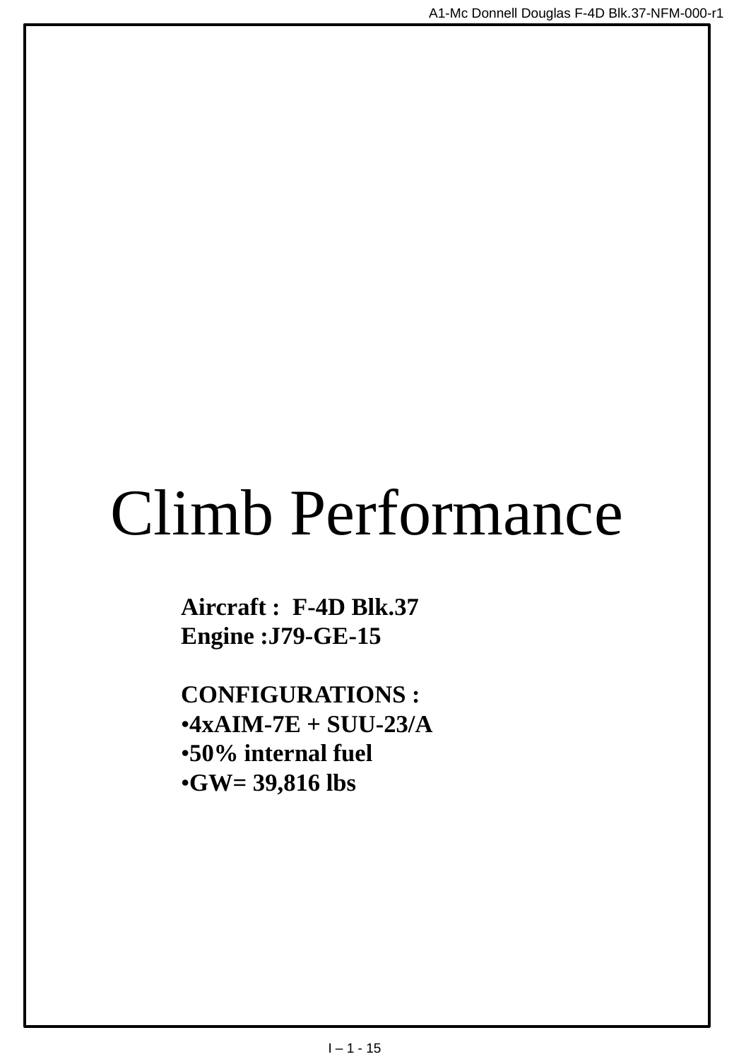# Climb Performance

**Aircraft : F-4D Blk.37**
**Engine :J79-GE-15**

**CONFIGURATIONS :**

- **4xAIM-7E + SUU-23/A**
- **50% internal fuel**
- **GW= 39,816 lbs**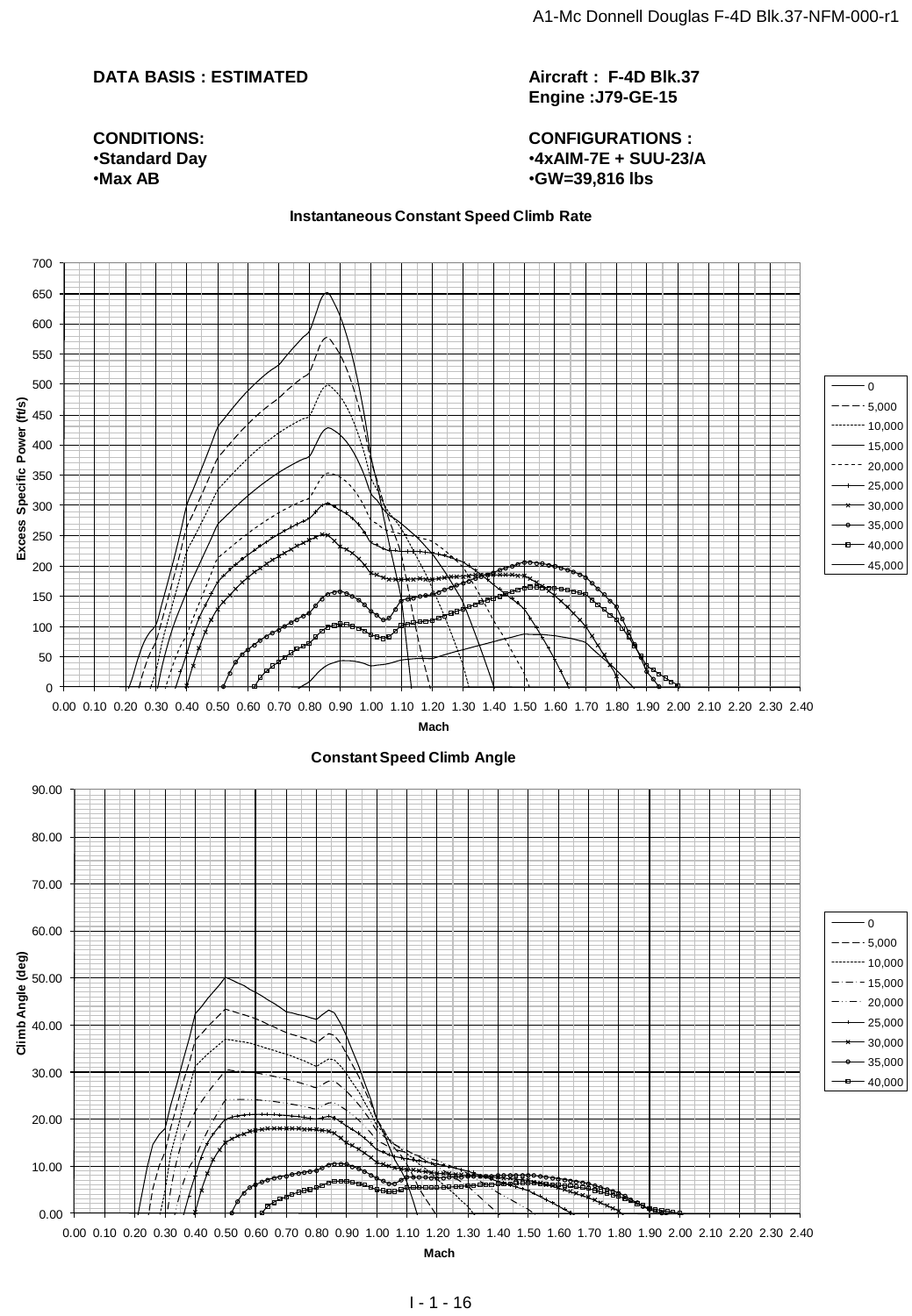**DATA BASIS : ESTIMATED**

**Aircraft : F-4D Blk.37**
**Engine :J79-GE-15**

**CONDITIONS:**
- **Standard Day**
- **Max AB**

**CONFIGURATIONS :**
- **4xAIM-7E + SUU-23/A**
- **GW=39,816 lbs**

**Instantaneous Constant Speed Climb Rate**

Excess Specific Power (ft/s) vs. Mach — Altitudes: 0, 5,000, 10,000, 15,000, 20,000, 25,000, 30,000, 35,000, 40,000, 45,000

**Constant Speed Climb Angle**

Climb Angle (deg) vs. Mach — Altitudes: 0, 5,000, 10,000, 15,000, 20,000, 25,000, 30,000, 35,000, 40,000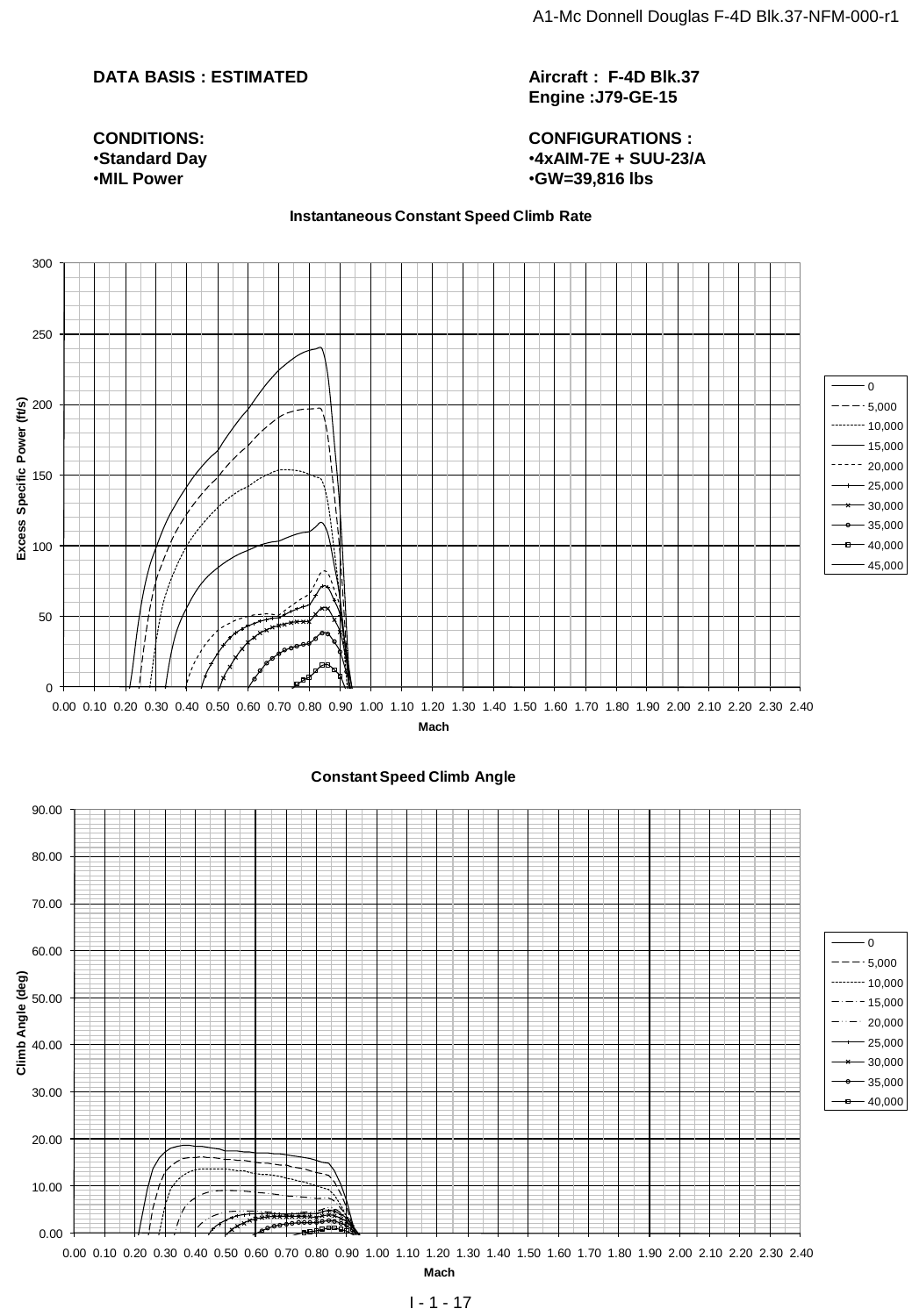**DATA BASIS : ESTIMATED**

**Aircraft : F-4D Blk.37**
**Engine :J79-GE-15**

**CONDITIONS:**
- **Standard Day**
- **MIL Power**

**CONFIGURATIONS :**
- **4xAIM-7E + SUU-23/A**
- **GW=39,816 lbs**

**Instantaneous Constant Speed Climb Rate**

Excess Specific Power (ft/s) vs. Mach

Legend: 0, 5,000, 10,000, 15,000, 20,000, 25,000, 30,000, 35,000, 40,000, 45,000

**Constant Speed Climb Angle**

Climb Angle (deg) vs. Mach

Legend: 0, 5,000, 10,000, 15,000, 20,000, 25,000, 30,000, 35,000, 40,000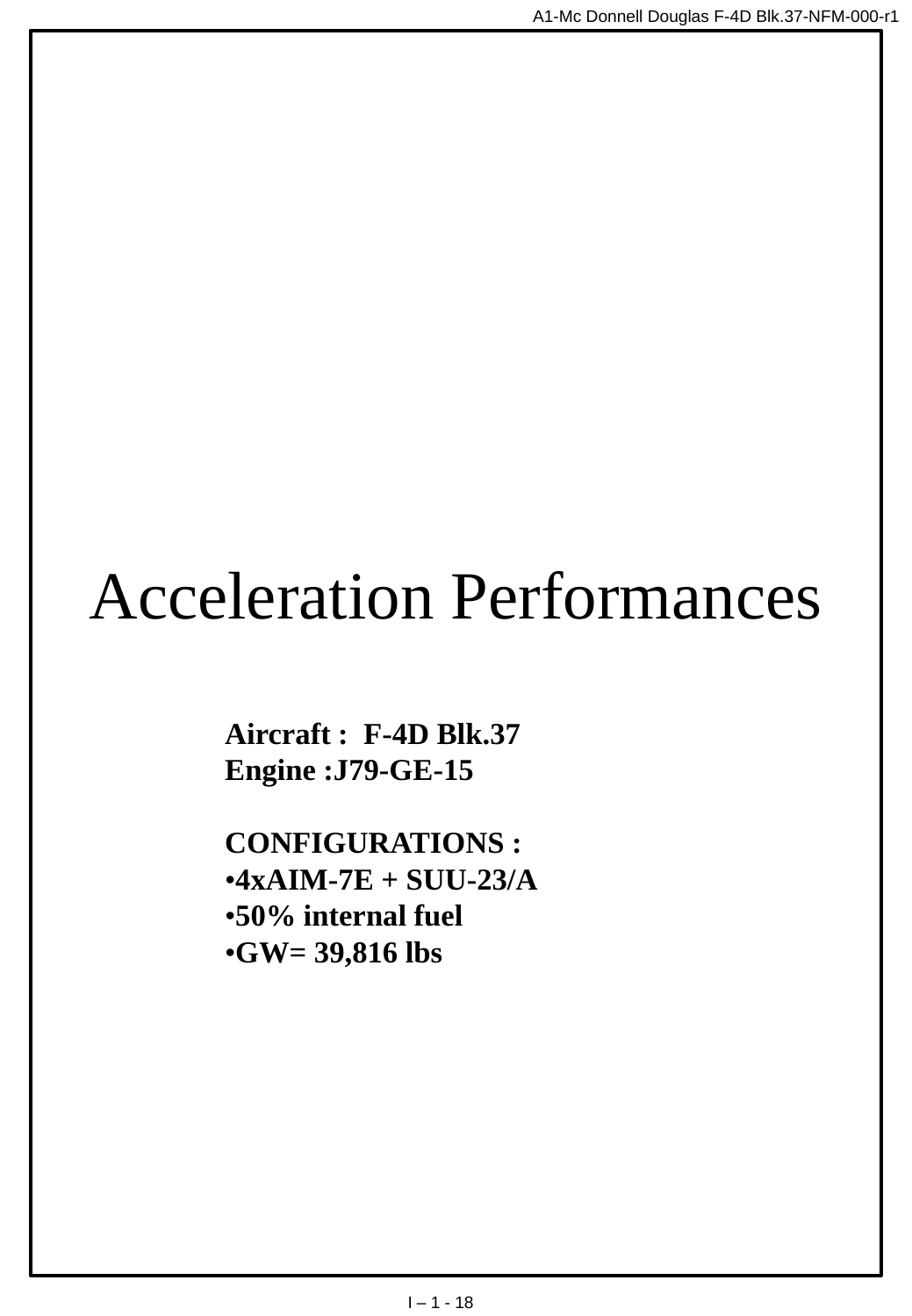# Acceleration Performances

**Aircraft : F-4D Blk.37**
**Engine :J79-GE-15**

**CONFIGURATIONS :**

- **4xAIM-7E + SUU-23/A**
- **50% internal fuel**
- **GW= 39,816 lbs**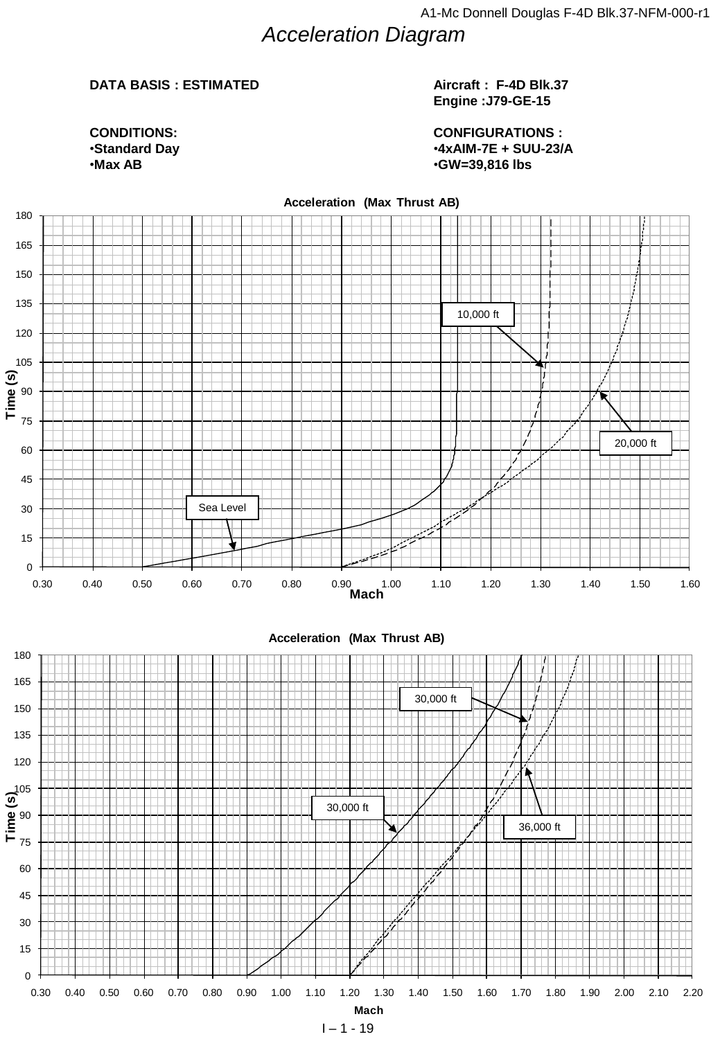# *Acceleration Diagram*

**DATA BASIS : ESTIMATED**

**Aircraft : F-4D Blk.37**
**Engine :J79-GE-15**

**CONDITIONS:**
- **Standard Day**
- **Max AB**

**CONFIGURATIONS :**
- **4xAIM-7E + SUU-23/A**
- **GW=39,816 lbs**

**Acceleration (Max Thrust AB)**

Time (s)

180
165
150
135
120
105
90
75
60
45
30
15
0

Mach

0.30 0.40 0.50 0.60 0.70 0.80 0.90 1.00 1.10 1.20 1.30 1.40 1.50 1.60

10,000 ft

20,000 ft

Sea Level

**Acceleration (Max Thrust AB)**

Time (s)

180
165
150
135
120
105
90
75
60
45
30
15
0

Mach

0.30 0.40 0.50 0.60 0.70 0.80 0.90 1.00 1.10 1.20 1.30 1.40 1.50 1.60 1.70 1.80 1.90 2.00 2.10 2.20

30,000 ft

30,000 ft

36,000 ft